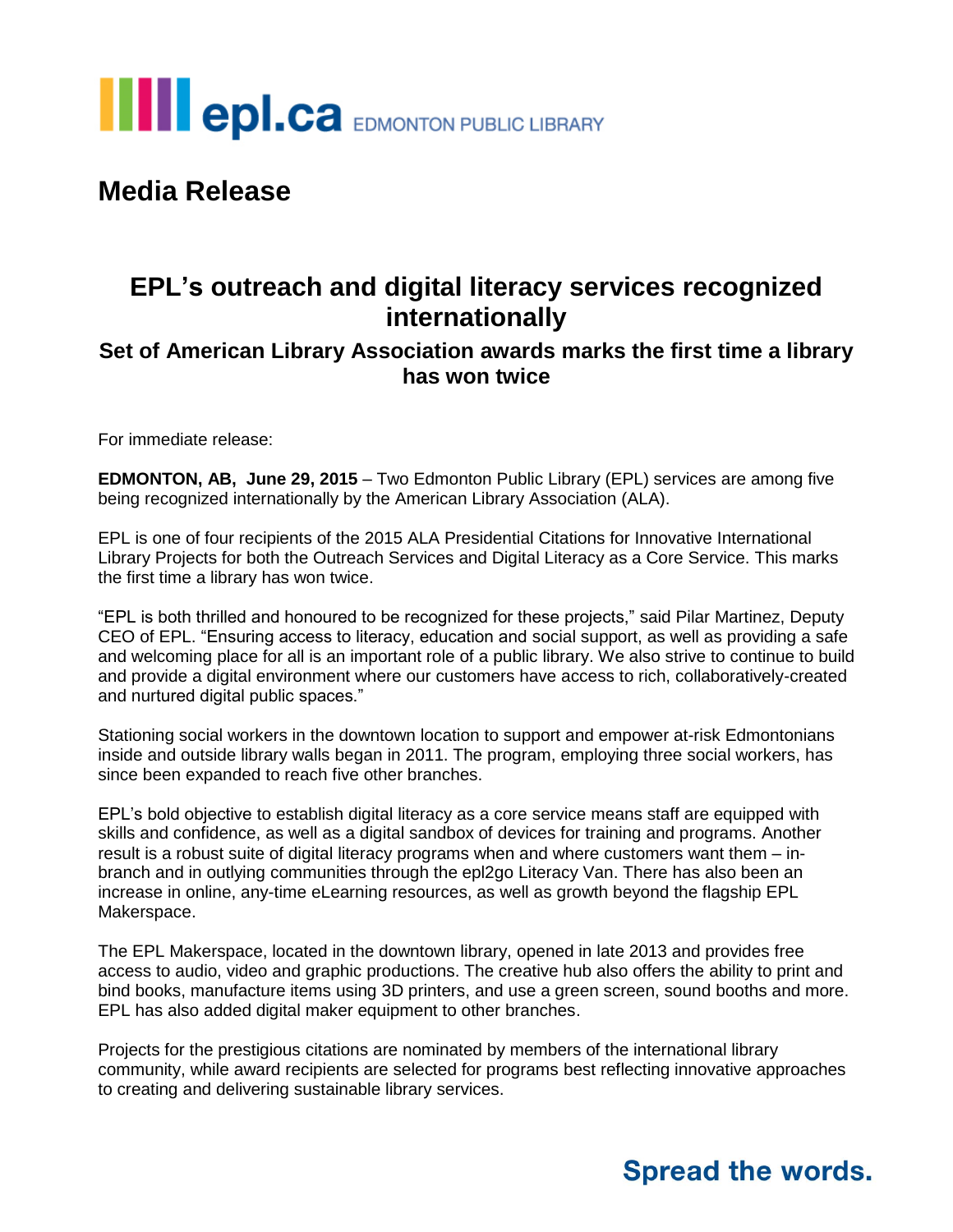epl.ca EDMONTON PUBLIC LIBRARY

# Media Release

## EPL's outreach and digital literacy services recognized internationally

### Set of American Library Association awards marks the first time a library has won twice

For immediate release:

**EDMONTON, AB, June 29, 2015** – Two Edmonton Public Library (EPL) services are among five being recognized internationally by the American Library Association (ALA).

EPL is one of four recipients of the 2015 ALA Presidential Citations for Innovative International Library Projects for both the Outreach Services and Digital Literacy as a Core Service. This marks the first time a library has won twice.

"EPL is both thrilled and honoured to be recognized for these projects," said Pilar Martinez, Deputy CEO of EPL. "Ensuring access to literacy, education and social support, as well as providing a safe and welcoming place for all is an important role of a public library. We also strive to continue to build and provide a digital environment where our customers have access to rich, collaboratively-created and nurtured digital public spaces."

Stationing social workers in the downtown location to support and empower at-risk Edmontonians inside and outside library walls began in 2011. The program, employing three social workers, has since been expanded to reach five other branches.

EPL's bold objective to establish digital literacy as a core service means staff are equipped with skills and confidence, as well as a digital sandbox of devices for training and programs. Another result is a robust suite of digital literacy programs when and where customers want them – in-branch and in outlying communities through the epl2go Literacy Van. There has also been an increase in online, any-time eLearning resources, as well as growth beyond the flagship EPL Makerspace.

The EPL Makerspace, located in the downtown library, opened in late 2013 and provides free access to audio, video and graphic productions. The creative hub also offers the ability to print and bind books, manufacture items using 3D printers, and use a green screen, sound booths and more. EPL has also added digital maker equipment to other branches.

Projects for the prestigious citations are nominated by members of the international library community, while award recipients are selected for programs best reflecting innovative approaches to creating and delivering sustainable library services.

**Spread the words.**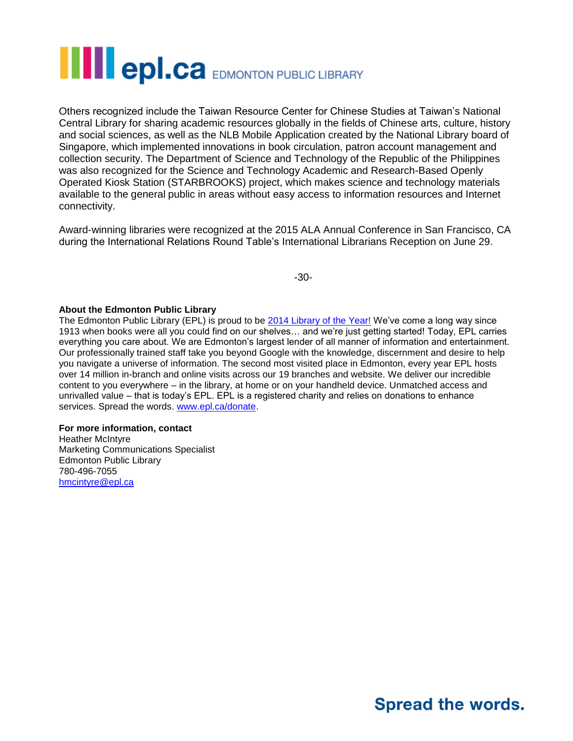Others recognized include the Taiwan Resource Center for Chinese Studies at Taiwan's National Central Library for sharing academic resources globally in the fields of Chinese arts, culture, history and social sciences, as well as the NLB Mobile Application created by the National Library board of Singapore, which implemented innovations in book circulation, patron account management and collection security. The Department of Science and Technology of the Republic of the Philippines was also recognized for the Science and Technology Academic and Research-Based Openly Operated Kiosk Station (STARBROOKS) project, which makes science and technology materials available to the general public in areas without easy access to information resources and Internet connectivity.

Award-winning libraries were recognized at the 2015 ALA Annual Conference in San Francisco, CA during the International Relations Round Table's International Librarians Reception on June 29.

-30-

**About the Edmonton Public Library**
The Edmonton Public Library (EPL) is proud to be 2014 Library of the Year! We've come a long way since 1913 when books were all you could find on our shelves… and we're just getting started! Today, EPL carries everything you care about. We are Edmonton's largest lender of all manner of information and entertainment. Our professionally trained staff take you beyond Google with the knowledge, discernment and desire to help you navigate a universe of information. The second most visited place in Edmonton, every year EPL hosts over 14 million in-branch and online visits across our 19 branches and website. We deliver our incredible content to you everywhere – in the library, at home or on your handheld device. Unmatched access and unrivalled value – that is today's EPL. EPL is a registered charity and relies on donations to enhance services. Spread the words. www.epl.ca/donate.

**For more information, contact**
Heather McIntyre
Marketing Communications Specialist
Edmonton Public Library
780-496-7055
hmcintyre@epl.ca

**Spread the words.**